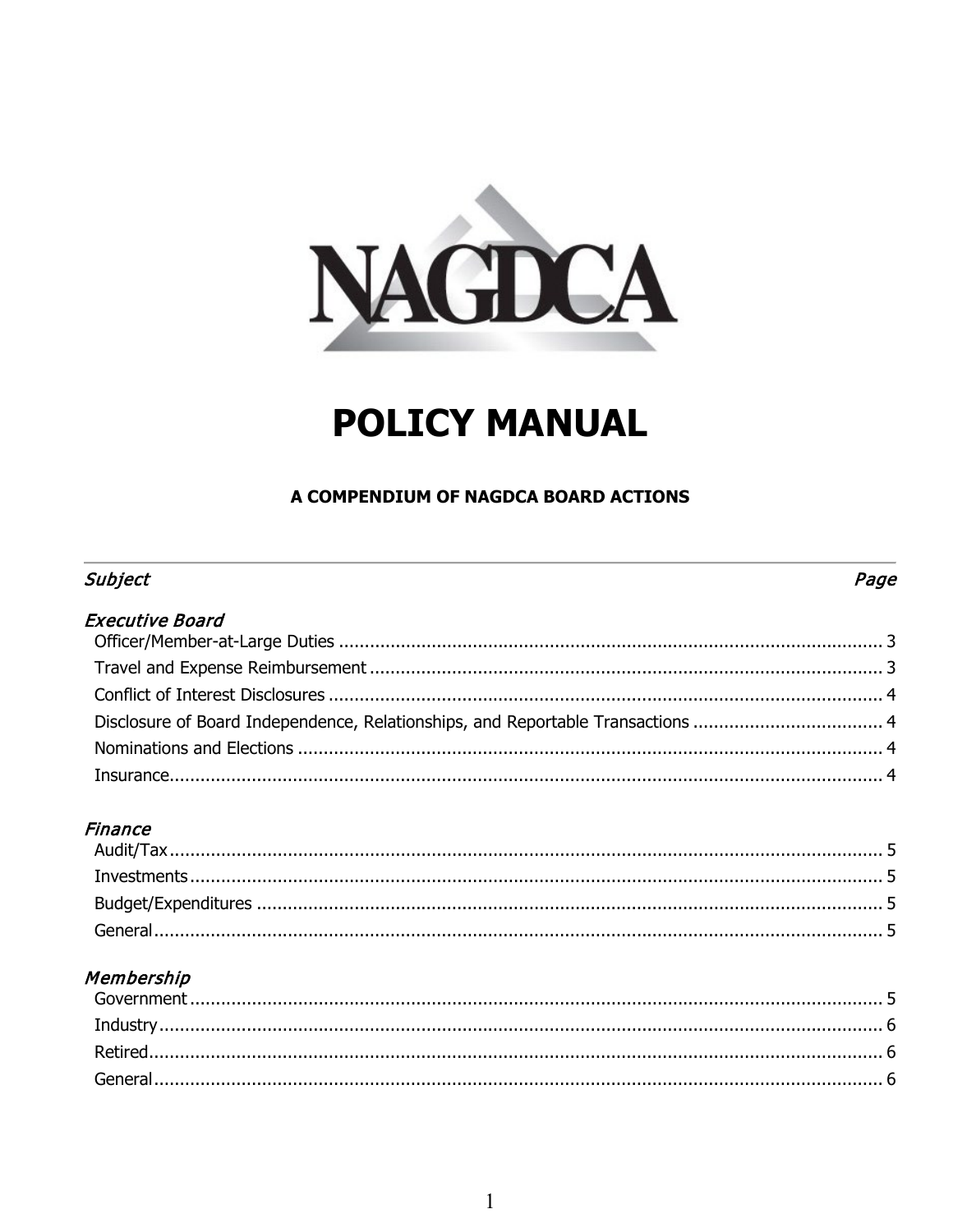NAGDCA

# POLICY MANUAL

### A COMPENDIUM OF NAGDCA BOARD ACTIONS

| *Subject* | *Page* |
|---|---|
| ***Executive Board*** | |
| Officer/Member-at-Large Duties | 3 |
| Travel and Expense Reimbursement | 3 |
| Conflict of Interest Disclosures | 4 |
| Disclosure of Board Independence, Relationships, and Reportable Transactions | 4 |
| Nominations and Elections | 4 |
| Insurance | 4 |
| ***Finance*** | |
| Audit/Tax | 5 |
| Investments | 5 |
| Budget/Expenditures | 5 |
| General | 5 |
| ***Membership*** | |
| Government | 5 |
| Industry | 6 |
| Retired | 6 |
| General | 6 |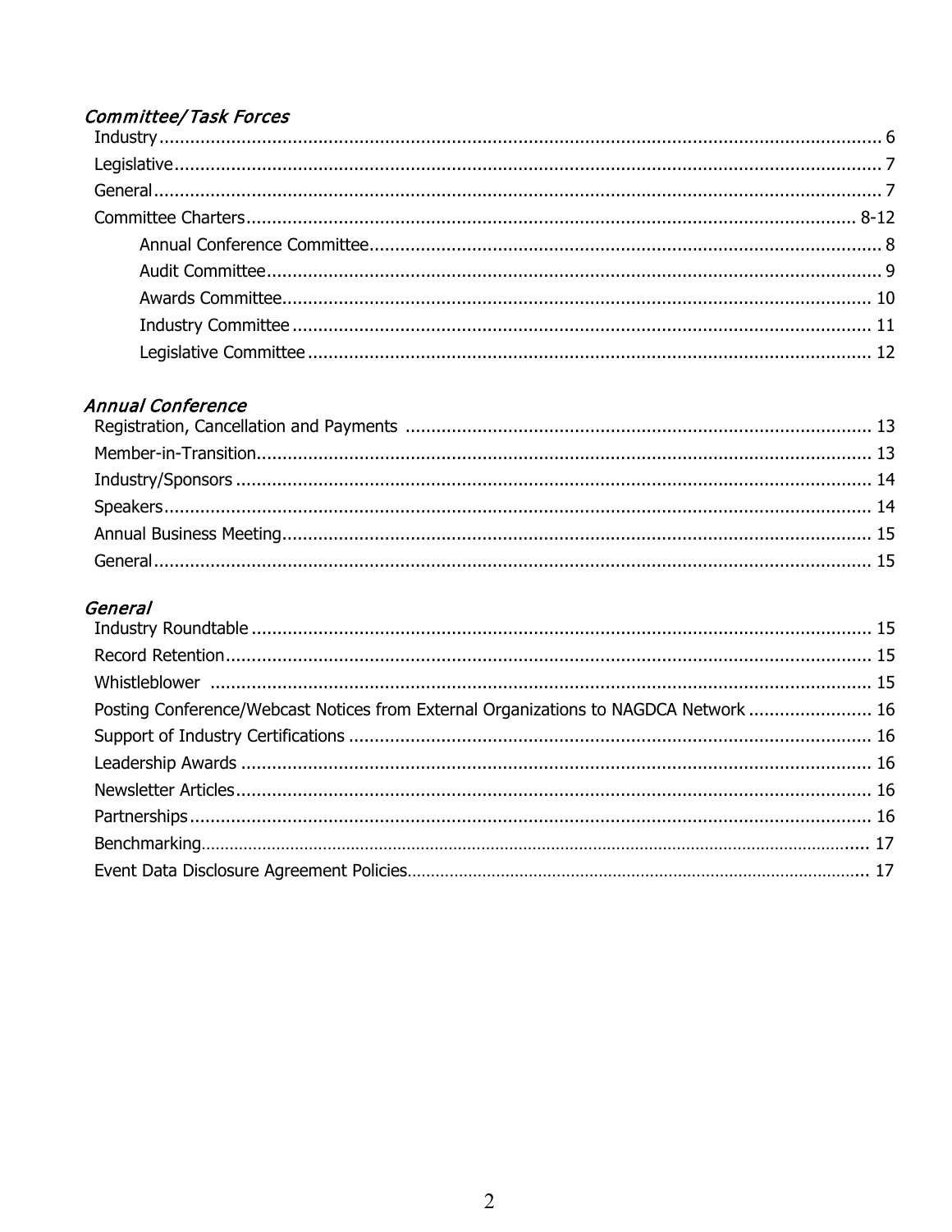## *Committee/Task Forces*

Industry .............................................................................................................................. 6
Legislative ........................................................................................................................... 7
General ................................................................................................................................ 7
Committee Charters ........................................................................................................... 8-12
- Annual Conference Committee .................................................................................... 8
- Audit Committee ........................................................................................................... 9
- Awards Committee ..................................................................................................... 10
- Industry Committee ................................................................................................... 11
- Legislative Committee ............................................................................................... 12

## *Annual Conference*

Registration, Cancellation and Payments ........................................................................... 13
Member-in-Transition ......................................................................................................... 13
Industry/Sponsors ............................................................................................................. 14
Speakers ............................................................................................................................ 14
Annual Business Meeting ................................................................................................... 15
General .............................................................................................................................. 15

## *General*

Industry Roundtable .......................................................................................................... 15
Record Retention ............................................................................................................... 15
Whistleblower ................................................................................................................... 15
Posting Conference/Webcast Notices from External Organizations to NAGDCA Network ........................ 16
Support of Industry Certifications ....................................................................................... 16
Leadership Awards ............................................................................................................ 16
Newsletter Articles ............................................................................................................. 16
Partnerships ...................................................................................................................... 16
Benchmarking .................................................................................................................... 17
Event Data Disclosure Agreement Policies .......................................................................... 17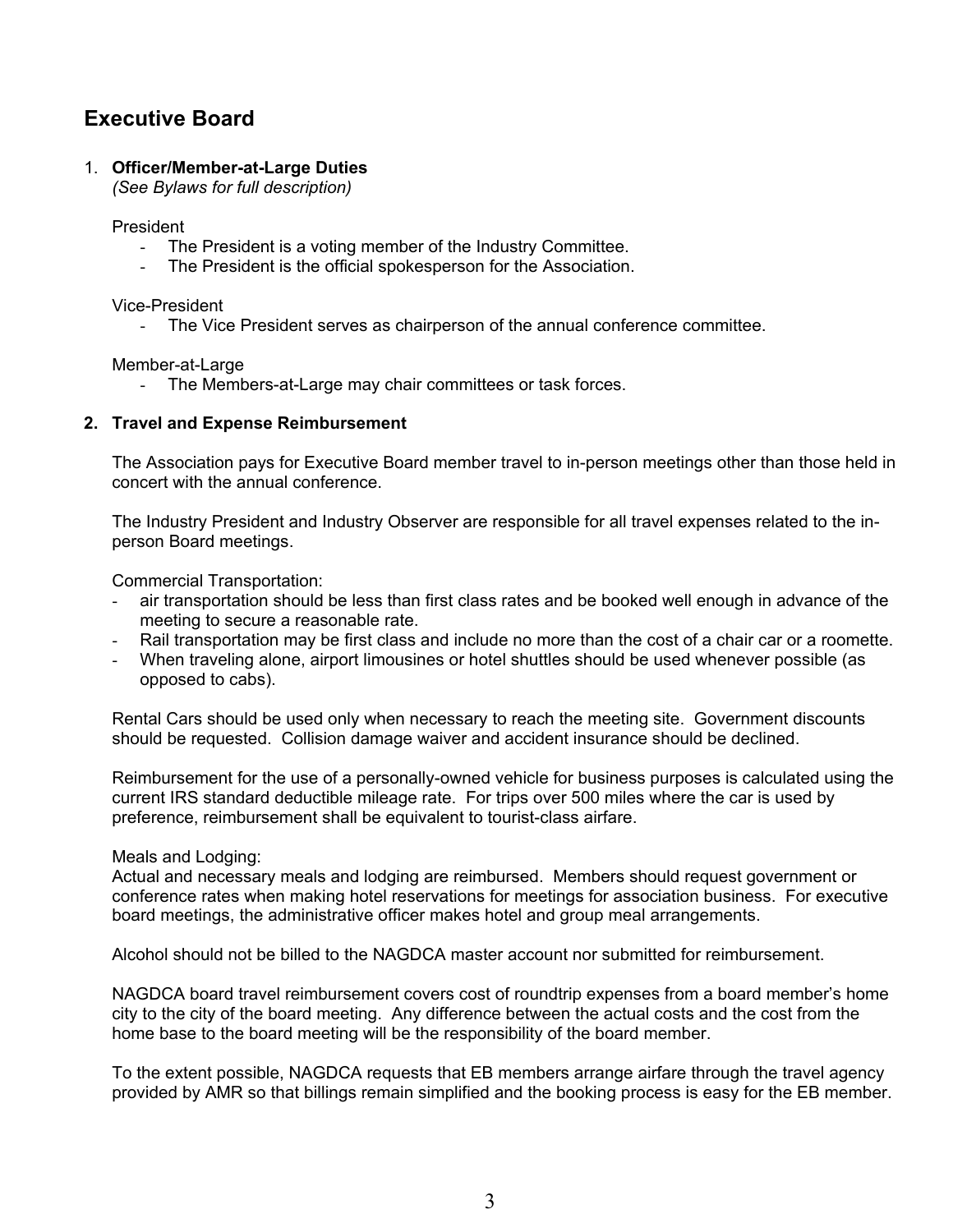## Executive Board

1. **Officer/Member-at-Large Duties**
   *(See Bylaws for full description)*

   President
   - The President is a voting member of the Industry Committee.
   - The President is the official spokesperson for the Association.

   Vice-President
   - The Vice President serves as chairperson of the annual conference committee.

   Member-at-Large
   - The Members-at-Large may chair committees or task forces.

2. **Travel and Expense Reimbursement**

   The Association pays for Executive Board member travel to in-person meetings other than those held in concert with the annual conference.

   The Industry President and Industry Observer are responsible for all travel expenses related to the in-person Board meetings.

   Commercial Transportation:
   - air transportation should be less than first class rates and be booked well enough in advance of the meeting to secure a reasonable rate.
   - Rail transportation may be first class and include no more than the cost of a chair car or a roomette.
   - When traveling alone, airport limousines or hotel shuttles should be used whenever possible (as opposed to cabs).

   Rental Cars should be used only when necessary to reach the meeting site. Government discounts should be requested. Collision damage waiver and accident insurance should be declined.

   Reimbursement for the use of a personally-owned vehicle for business purposes is calculated using the current IRS standard deductible mileage rate. For trips over 500 miles where the car is used by preference, reimbursement shall be equivalent to tourist-class airfare.

   Meals and Lodging:
   Actual and necessary meals and lodging are reimbursed. Members should request government or conference rates when making hotel reservations for meetings for association business. For executive board meetings, the administrative officer makes hotel and group meal arrangements.

   Alcohol should not be billed to the NAGDCA master account nor submitted for reimbursement.

   NAGDCA board travel reimbursement covers cost of roundtrip expenses from a board member's home city to the city of the board meeting. Any difference between the actual costs and the cost from the home base to the board meeting will be the responsibility of the board member.

   To the extent possible, NAGDCA requests that EB members arrange airfare through the travel agency provided by AMR so that billings remain simplified and the booking process is easy for the EB member.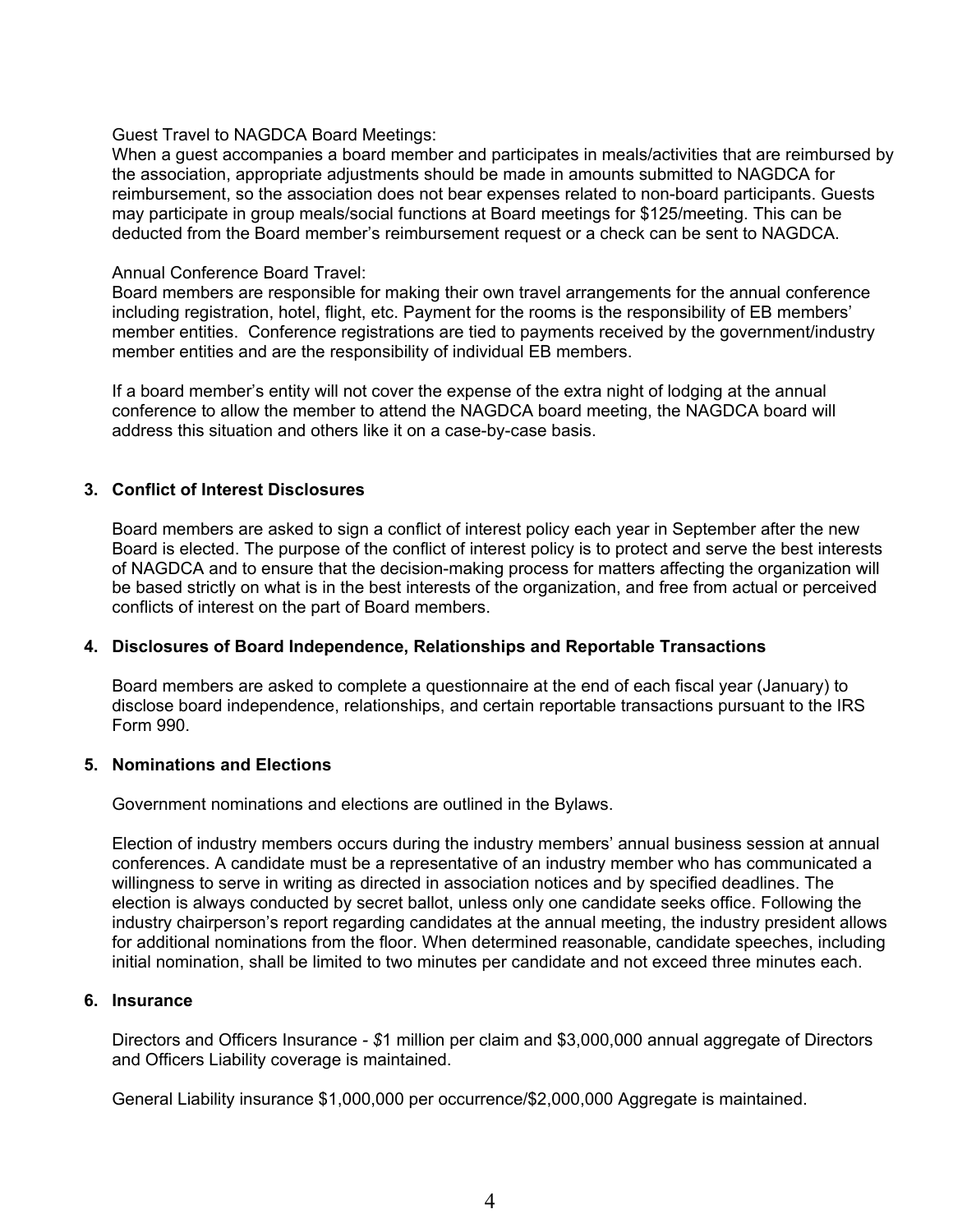Guest Travel to NAGDCA Board Meetings:
When a guest accompanies a board member and participates in meals/activities that are reimbursed by the association, appropriate adjustments should be made in amounts submitted to NAGDCA for reimbursement, so the association does not bear expenses related to non-board participants. Guests may participate in group meals/social functions at Board meetings for $125/meeting. This can be deducted from the Board member's reimbursement request or a check can be sent to NAGDCA.

Annual Conference Board Travel:
Board members are responsible for making their own travel arrangements for the annual conference including registration, hotel, flight, etc. Payment for the rooms is the responsibility of EB members' member entities. Conference registrations are tied to payments received by the government/industry member entities and are the responsibility of individual EB members.

If a board member's entity will not cover the expense of the extra night of lodging at the annual conference to allow the member to attend the NAGDCA board meeting, the NAGDCA board will address this situation and others like it on a case-by-case basis.

**3. Conflict of Interest Disclosures**

Board members are asked to sign a conflict of interest policy each year in September after the new Board is elected. The purpose of the conflict of interest policy is to protect and serve the best interests of NAGDCA and to ensure that the decision-making process for matters affecting the organization will be based strictly on what is in the best interests of the organization, and free from actual or perceived conflicts of interest on the part of Board members.

**4. Disclosures of Board Independence, Relationships and Reportable Transactions**

Board members are asked to complete a questionnaire at the end of each fiscal year (January) to disclose board independence, relationships, and certain reportable transactions pursuant to the IRS Form 990.

**5. Nominations and Elections**

Government nominations and elections are outlined in the Bylaws.

Election of industry members occurs during the industry members' annual business session at annual conferences. A candidate must be a representative of an industry member who has communicated a willingness to serve in writing as directed in association notices and by specified deadlines. The election is always conducted by secret ballot, unless only one candidate seeks office. Following the industry chairperson's report regarding candidates at the annual meeting, the industry president allows for additional nominations from the floor. When determined reasonable, candidate speeches, including initial nomination, shall be limited to two minutes per candidate and not exceed three minutes each.

**6. Insurance**

Directors and Officers Insurance - $1 million per claim and $3,000,000 annual aggregate of Directors and Officers Liability coverage is maintained.

General Liability insurance $1,000,000 per occurrence/$2,000,000 Aggregate is maintained.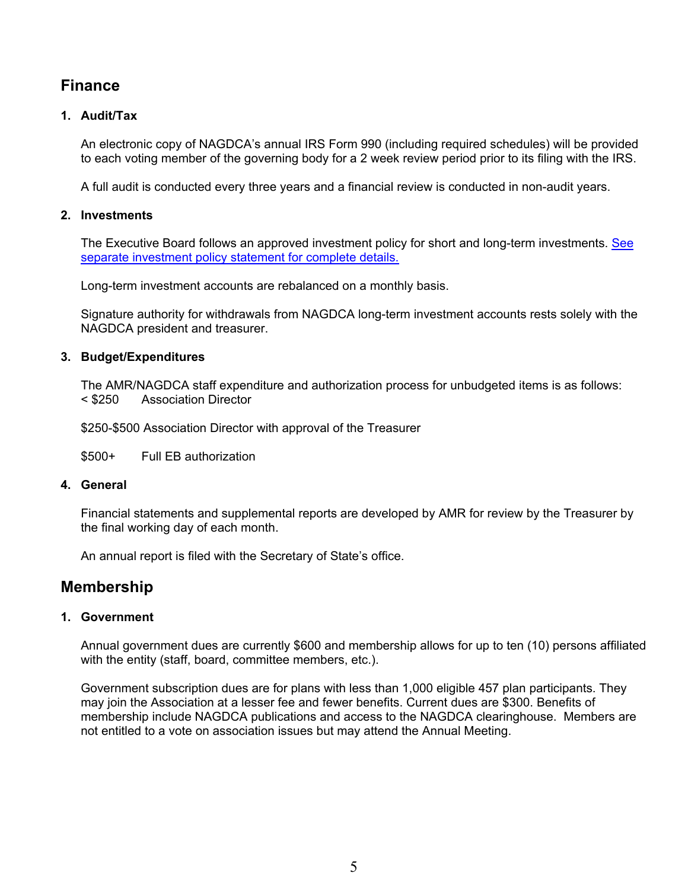## Finance

### 1. Audit/Tax

An electronic copy of NAGDCA's annual IRS Form 990 (including required schedules) will be provided to each voting member of the governing body for a 2 week review period prior to its filing with the IRS.

A full audit is conducted every three years and a financial review is conducted in non-audit years.

### 2. Investments

The Executive Board follows an approved investment policy for short and long-term investments. See separate investment policy statement for complete details.

Long-term investment accounts are rebalanced on a monthly basis.

Signature authority for withdrawals from NAGDCA long-term investment accounts rests solely with the NAGDCA president and treasurer.

### 3. Budget/Expenditures

The AMR/NAGDCA staff expenditure and authorization process for unbudgeted items is as follows:
< $250 Association Director

$250-$500 Association Director with approval of the Treasurer

$500+ Full EB authorization

### 4. General

Financial statements and supplemental reports are developed by AMR for review by the Treasurer by the final working day of each month.

An annual report is filed with the Secretary of State's office.

## Membership

### 1. Government

Annual government dues are currently $600 and membership allows for up to ten (10) persons affiliated with the entity (staff, board, committee members, etc.).

Government subscription dues are for plans with less than 1,000 eligible 457 plan participants. They may join the Association at a lesser fee and fewer benefits. Current dues are $300. Benefits of membership include NAGDCA publications and access to the NAGDCA clearinghouse. Members are not entitled to a vote on association issues but may attend the Annual Meeting.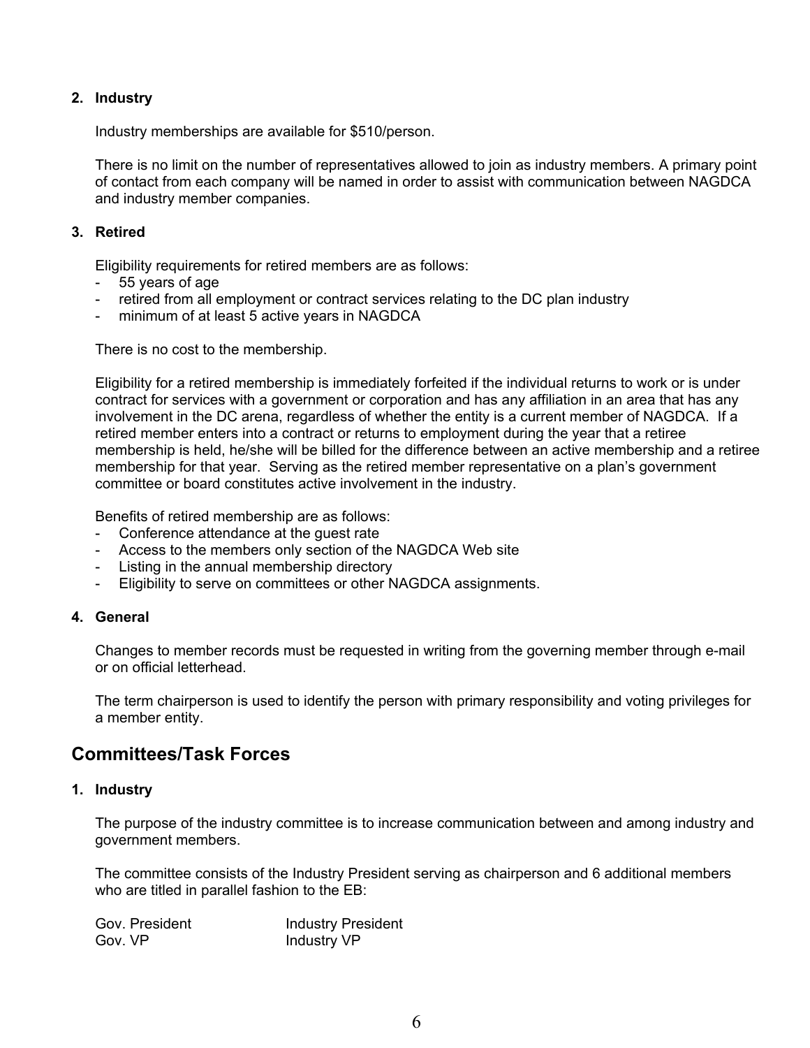2. **Industry**

   Industry memberships are available for $510/person.

   There is no limit on the number of representatives allowed to join as industry members. A primary point of contact from each company will be named in order to assist with communication between NAGDCA and industry member companies.

3. **Retired**

   Eligibility requirements for retired members are as follows:
   - 55 years of age
   - retired from all employment or contract services relating to the DC plan industry
   - minimum of at least 5 active years in NAGDCA

   There is no cost to the membership.

   Eligibility for a retired membership is immediately forfeited if the individual returns to work or is under contract for services with a government or corporation and has any affiliation in an area that has any involvement in the DC arena, regardless of whether the entity is a current member of NAGDCA. If a retired member enters into a contract or returns to employment during the year that a retiree membership is held, he/she will be billed for the difference between an active membership and a retiree membership for that year. Serving as the retired member representative on a plan's government committee or board constitutes active involvement in the industry.

   Benefits of retired membership are as follows:
   - Conference attendance at the guest rate
   - Access to the members only section of the NAGDCA Web site
   - Listing in the annual membership directory
   - Eligibility to serve on committees or other NAGDCA assignments.

4. **General**

   Changes to member records must be requested in writing from the governing member through e-mail or on official letterhead.

   The term chairperson is used to identify the person with primary responsibility and voting privileges for a member entity.

## Committees/Task Forces

1. **Industry**

   The purpose of the industry committee is to increase communication between and among industry and government members.

   The committee consists of the Industry President serving as chairperson and 6 additional members who are titled in parallel fashion to the EB:

| | |
|---|---|
| Gov. President | Industry President |
| Gov. VP | Industry VP |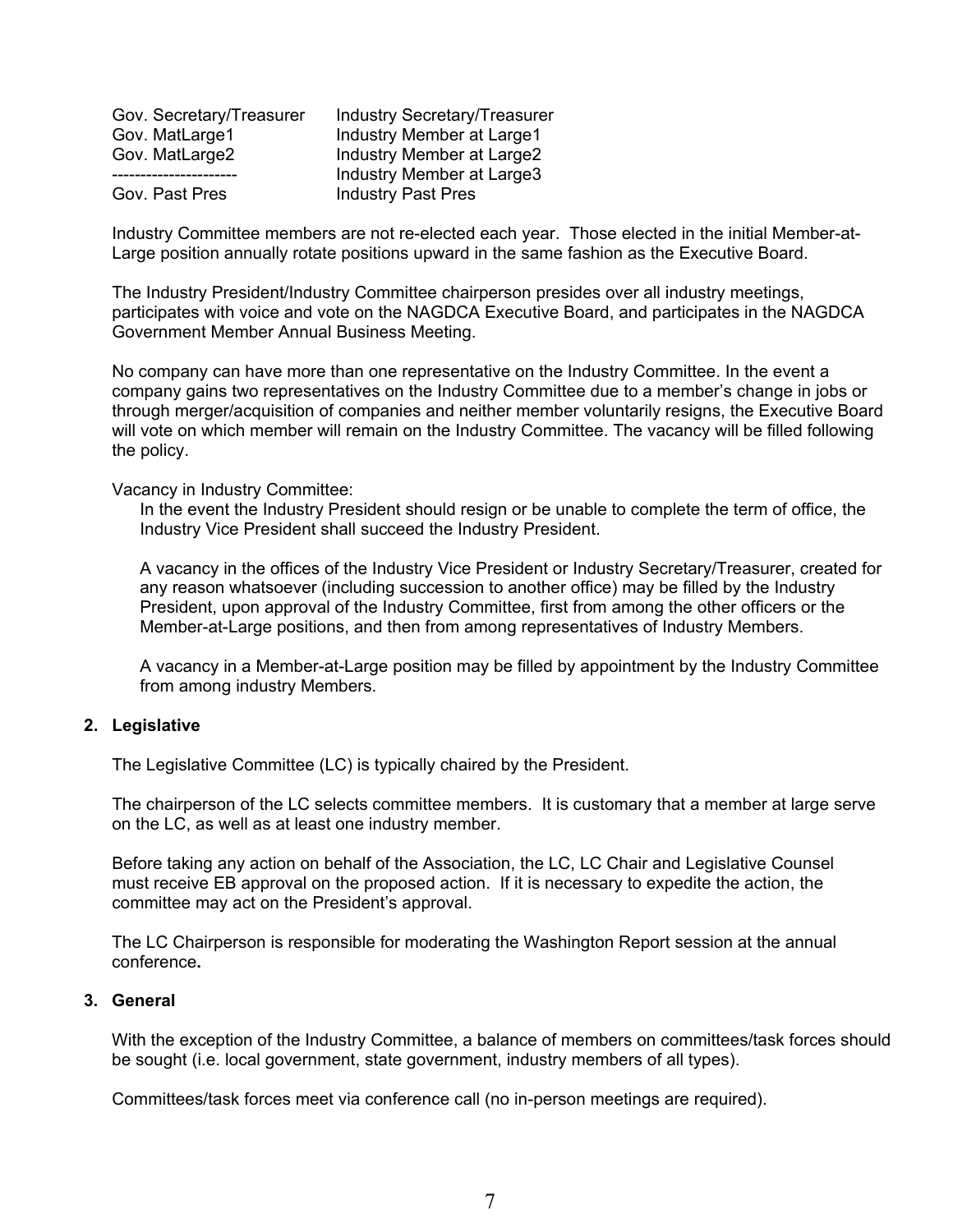| Gov. Secretary/Treasurer | Industry Secretary/Treasurer |
| --- | --- |
| Gov. MatLarge1 | Industry Member at Large1 |
| Gov. MatLarge2 | Industry Member at Large2 |
| --------------------- | Industry Member at Large3 |
| Gov. Past Pres | Industry Past Pres |

Industry Committee members are not re-elected each year. Those elected in the initial Member-at-Large position annually rotate positions upward in the same fashion as the Executive Board.

The Industry President/Industry Committee chairperson presides over all industry meetings, participates with voice and vote on the NAGDCA Executive Board, and participates in the NAGDCA Government Member Annual Business Meeting.

No company can have more than one representative on the Industry Committee. In the event a company gains two representatives on the Industry Committee due to a member's change in jobs or through merger/acquisition of companies and neither member voluntarily resigns, the Executive Board will vote on which member will remain on the Industry Committee. The vacancy will be filled following the policy.

Vacancy in Industry Committee:

In the event the Industry President should resign or be unable to complete the term of office, the Industry Vice President shall succeed the Industry President.

A vacancy in the offices of the Industry Vice President or Industry Secretary/Treasurer, created for any reason whatsoever (including succession to another office) may be filled by the Industry President, upon approval of the Industry Committee, first from among the other officers or the Member-at-Large positions, and then from among representatives of Industry Members.

A vacancy in a Member-at-Large position may be filled by appointment by the Industry Committee from among industry Members.

**2. Legislative**

The Legislative Committee (LC) is typically chaired by the President.

The chairperson of the LC selects committee members. It is customary that a member at large serve on the LC, as well as at least one industry member.

Before taking any action on behalf of the Association, the LC, LC Chair and Legislative Counsel must receive EB approval on the proposed action. If it is necessary to expedite the action, the committee may act on the President's approval.

The LC Chairperson is responsible for moderating the Washington Report session at the annual conference**.**

**3. General**

With the exception of the Industry Committee, a balance of members on committees/task forces should be sought (i.e. local government, state government, industry members of all types).

Committees/task forces meet via conference call (no in-person meetings are required).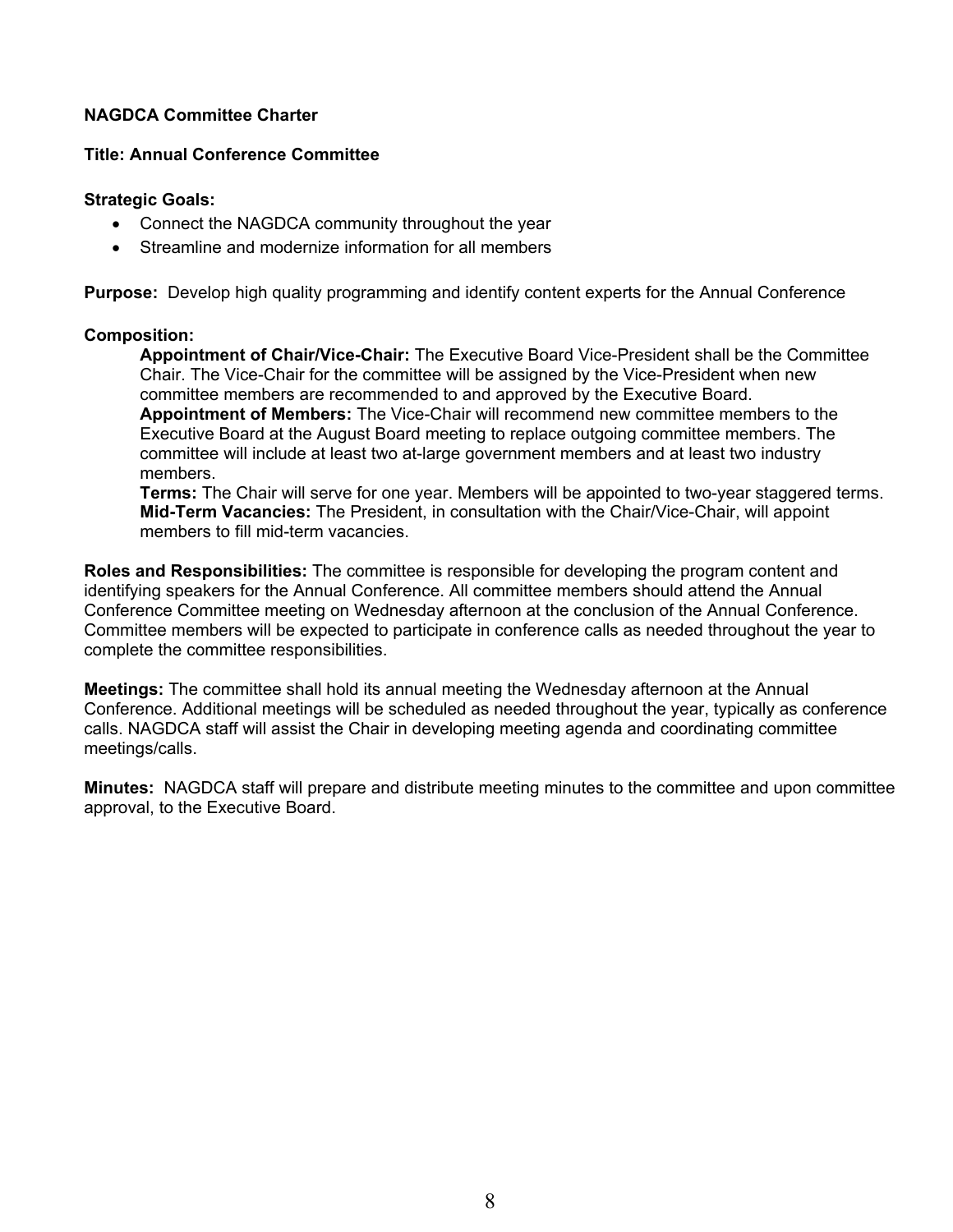**NAGDCA Committee Charter**

**Title: Annual Conference Committee**

**Strategic Goals:**

- Connect the NAGDCA community throughout the year
- Streamline and modernize information for all members

**Purpose:** Develop high quality programming and identify content experts for the Annual Conference

**Composition:**

**Appointment of Chair/Vice-Chair:** The Executive Board Vice-President shall be the Committee Chair. The Vice-Chair for the committee will be assigned by the Vice-President when new committee members are recommended to and approved by the Executive Board.

**Appointment of Members:** The Vice-Chair will recommend new committee members to the Executive Board at the August Board meeting to replace outgoing committee members. The committee will include at least two at-large government members and at least two industry members.

**Terms:** The Chair will serve for one year. Members will be appointed to two-year staggered terms.

**Mid-Term Vacancies:** The President, in consultation with the Chair/Vice-Chair, will appoint members to fill mid-term vacancies.

**Roles and Responsibilities:** The committee is responsible for developing the program content and identifying speakers for the Annual Conference. All committee members should attend the Annual Conference Committee meeting on Wednesday afternoon at the conclusion of the Annual Conference. Committee members will be expected to participate in conference calls as needed throughout the year to complete the committee responsibilities.

**Meetings:** The committee shall hold its annual meeting the Wednesday afternoon at the Annual Conference. Additional meetings will be scheduled as needed throughout the year, typically as conference calls. NAGDCA staff will assist the Chair in developing meeting agenda and coordinating committee meetings/calls.

**Minutes:** NAGDCA staff will prepare and distribute meeting minutes to the committee and upon committee approval, to the Executive Board.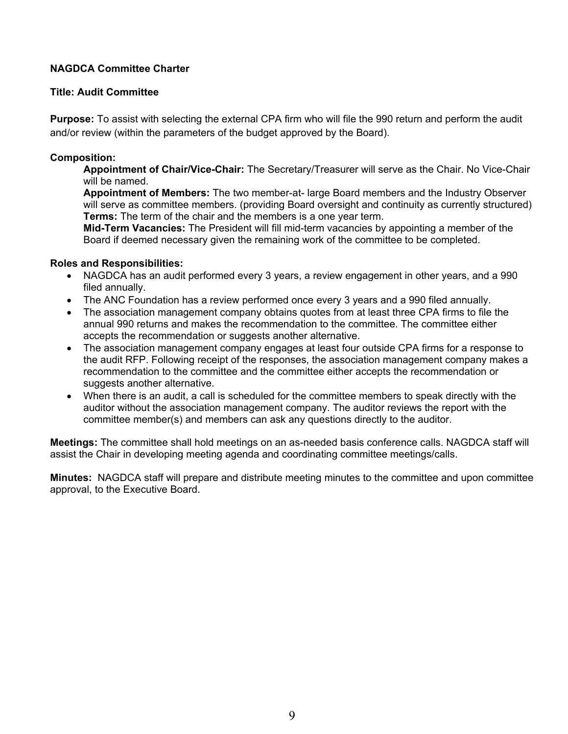**NAGDCA Committee Charter**

**Title: Audit Committee**

**Purpose:** To assist with selecting the external CPA firm who will file the 990 return and perform the audit and/or review (within the parameters of the budget approved by the Board).

**Composition:**

**Appointment of Chair/Vice-Chair:** The Secretary/Treasurer will serve as the Chair. No Vice-Chair will be named.
**Appointment of Members:** The two member-at- large Board members and the Industry Observer will serve as committee members. (providing Board oversight and continuity as currently structured)
**Terms:** The term of the chair and the members is a one year term.
**Mid-Term Vacancies:** The President will fill mid-term vacancies by appointing a member of the Board if deemed necessary given the remaining work of the committee to be completed.

**Roles and Responsibilities:**

- NAGDCA has an audit performed every 3 years, a review engagement in other years, and a 990 filed annually.
- The ANC Foundation has a review performed once every 3 years and a 990 filed annually.
- The association management company obtains quotes from at least three CPA firms to file the annual 990 returns and makes the recommendation to the committee. The committee either accepts the recommendation or suggests another alternative.
- The association management company engages at least four outside CPA firms for a response to the audit RFP. Following receipt of the responses, the association management company makes a recommendation to the committee and the committee either accepts the recommendation or suggests another alternative.
- When there is an audit, a call is scheduled for the committee members to speak directly with the auditor without the association management company. The auditor reviews the report with the committee member(s) and members can ask any questions directly to the auditor.

**Meetings:** The committee shall hold meetings on an as-needed basis conference calls. NAGDCA staff will assist the Chair in developing meeting agenda and coordinating committee meetings/calls.

**Minutes:** NAGDCA staff will prepare and distribute meeting minutes to the committee and upon committee approval, to the Executive Board.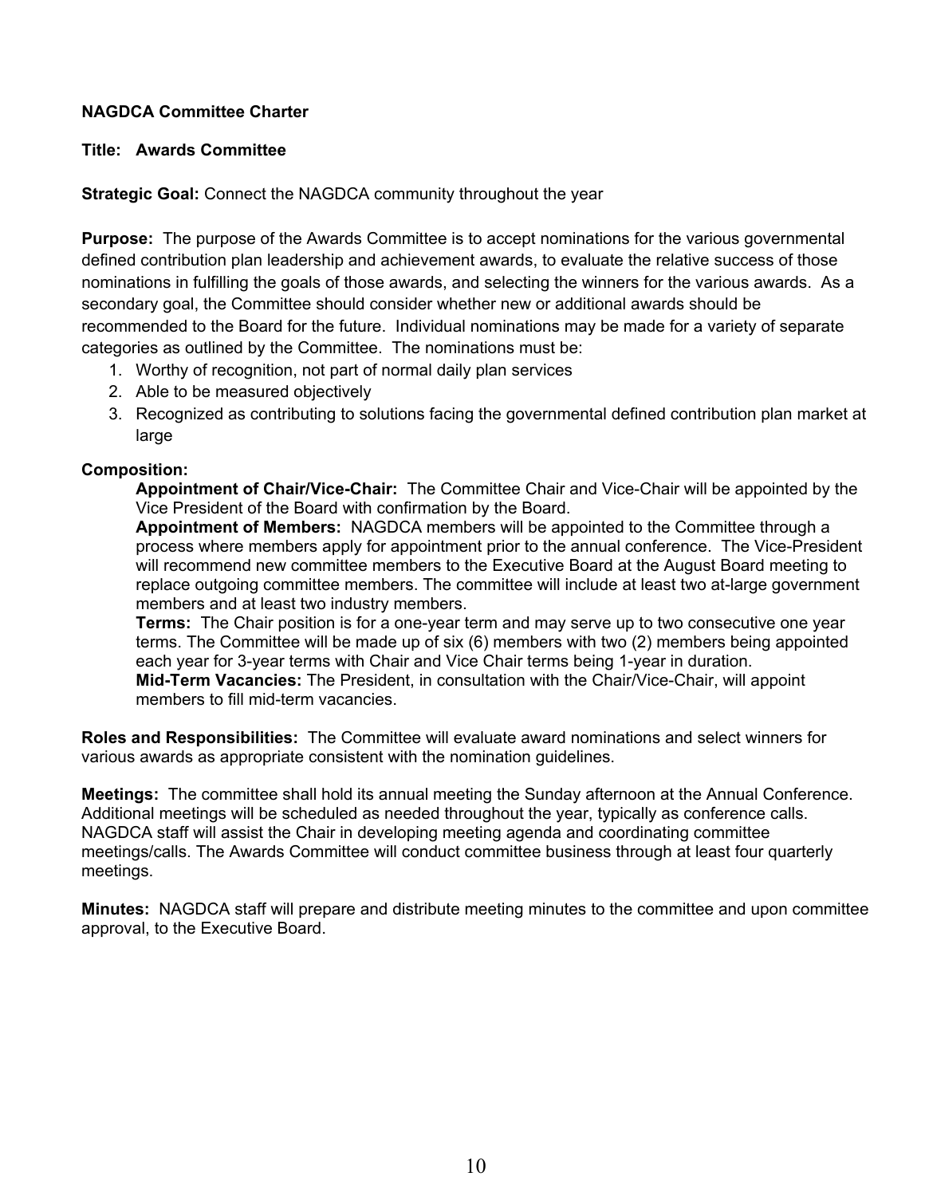**NAGDCA Committee Charter**

**Title: Awards Committee**

**Strategic Goal:** Connect the NAGDCA community throughout the year

**Purpose:** The purpose of the Awards Committee is to accept nominations for the various governmental defined contribution plan leadership and achievement awards, to evaluate the relative success of those nominations in fulfilling the goals of those awards, and selecting the winners for the various awards. As a secondary goal, the Committee should consider whether new or additional awards should be recommended to the Board for the future. Individual nominations may be made for a variety of separate categories as outlined by the Committee. The nominations must be:

1. Worthy of recognition, not part of normal daily plan services
2. Able to be measured objectively
3. Recognized as contributing to solutions facing the governmental defined contribution plan market at large

**Composition:**

**Appointment of Chair/Vice-Chair:** The Committee Chair and Vice-Chair will be appointed by the Vice President of the Board with confirmation by the Board.

**Appointment of Members:** NAGDCA members will be appointed to the Committee through a process where members apply for appointment prior to the annual conference. The Vice-President will recommend new committee members to the Executive Board at the August Board meeting to replace outgoing committee members. The committee will include at least two at-large government members and at least two industry members.

**Terms:** The Chair position is for a one-year term and may serve up to two consecutive one year terms. The Committee will be made up of six (6) members with two (2) members being appointed each year for 3-year terms with Chair and Vice Chair terms being 1-year in duration.

**Mid-Term Vacancies:** The President, in consultation with the Chair/Vice-Chair, will appoint members to fill mid-term vacancies.

**Roles and Responsibilities:** The Committee will evaluate award nominations and select winners for various awards as appropriate consistent with the nomination guidelines.

**Meetings:** The committee shall hold its annual meeting the Sunday afternoon at the Annual Conference. Additional meetings will be scheduled as needed throughout the year, typically as conference calls. NAGDCA staff will assist the Chair in developing meeting agenda and coordinating committee meetings/calls. The Awards Committee will conduct committee business through at least four quarterly meetings.

**Minutes:** NAGDCA staff will prepare and distribute meeting minutes to the committee and upon committee approval, to the Executive Board.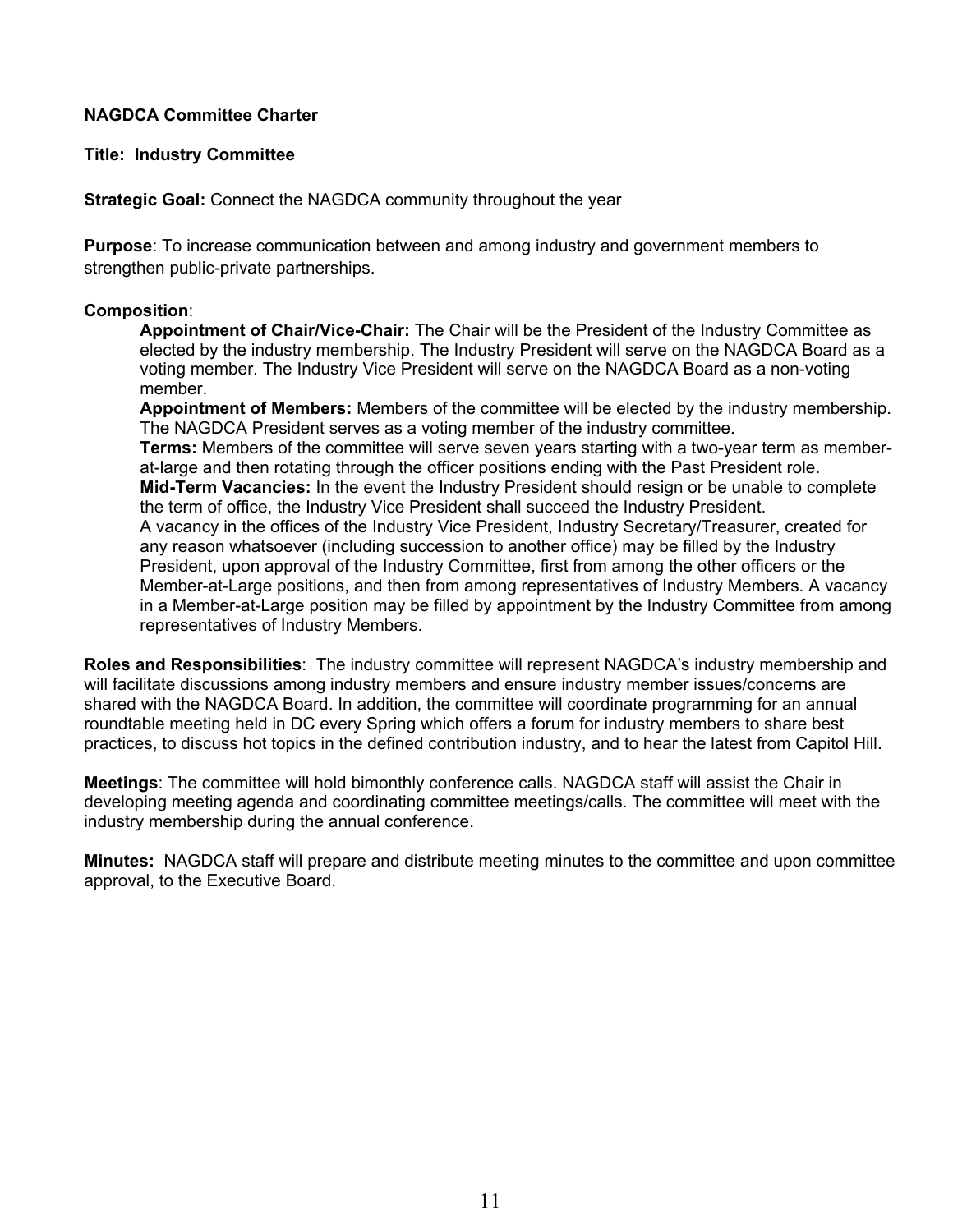**NAGDCA Committee Charter**

**Title: Industry Committee**

**Strategic Goal:** Connect the NAGDCA community throughout the year

**Purpose**: To increase communication between and among industry and government members to strengthen public-private partnerships.

**Composition**:

> **Appointment of Chair/Vice-Chair:** The Chair will be the President of the Industry Committee as elected by the industry membership. The Industry President will serve on the NAGDCA Board as a voting member. The Industry Vice President will serve on the NAGDCA Board as a non-voting member.
>
> **Appointment of Members:** Members of the committee will be elected by the industry membership. The NAGDCA President serves as a voting member of the industry committee.
>
> **Terms:** Members of the committee will serve seven years starting with a two-year term as member-at-large and then rotating through the officer positions ending with the Past President role.
>
> **Mid-Term Vacancies:** In the event the Industry President should resign or be unable to complete the term of office, the Industry Vice President shall succeed the Industry President.
>
> A vacancy in the offices of the Industry Vice President, Industry Secretary/Treasurer, created for any reason whatsoever (including succession to another office) may be filled by the Industry President, upon approval of the Industry Committee, first from among the other officers or the Member-at-Large positions, and then from among representatives of Industry Members. A vacancy in a Member-at-Large position may be filled by appointment by the Industry Committee from among representatives of Industry Members.

**Roles and Responsibilities**: The industry committee will represent NAGDCA's industry membership and will facilitate discussions among industry members and ensure industry member issues/concerns are shared with the NAGDCA Board. In addition, the committee will coordinate programming for an annual roundtable meeting held in DC every Spring which offers a forum for industry members to share best practices, to discuss hot topics in the defined contribution industry, and to hear the latest from Capitol Hill.

**Meetings**: The committee will hold bimonthly conference calls. NAGDCA staff will assist the Chair in developing meeting agenda and coordinating committee meetings/calls. The committee will meet with the industry membership during the annual conference.

**Minutes:** NAGDCA staff will prepare and distribute meeting minutes to the committee and upon committee approval, to the Executive Board.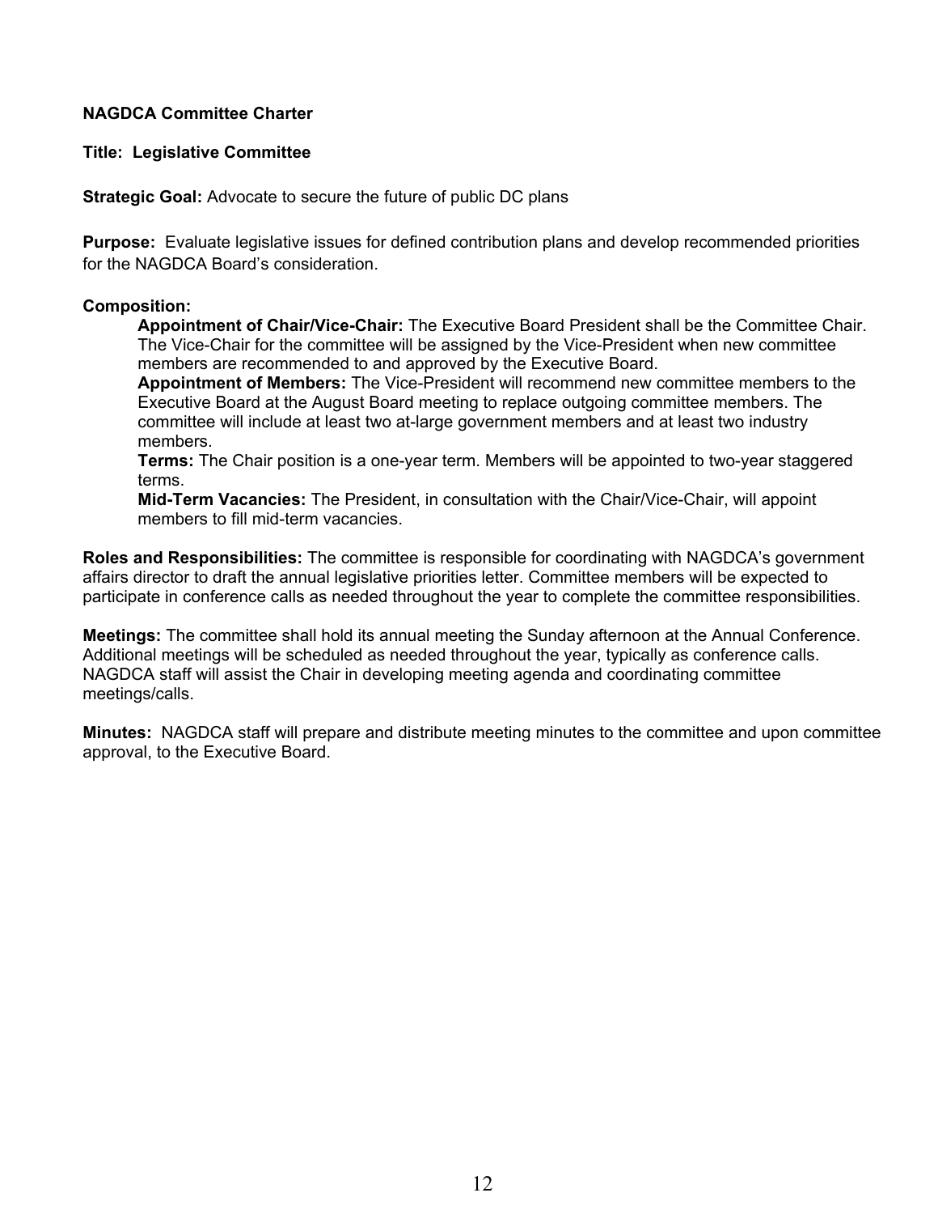**NAGDCA Committee Charter**

**Title: Legislative Committee**

**Strategic Goal:** Advocate to secure the future of public DC plans

**Purpose:** Evaluate legislative issues for defined contribution plans and develop recommended priorities for the NAGDCA Board's consideration.

**Composition:**

> **Appointment of Chair/Vice-Chair:** The Executive Board President shall be the Committee Chair. The Vice-Chair for the committee will be assigned by the Vice-President when new committee members are recommended to and approved by the Executive Board.
>
> **Appointment of Members:** The Vice-President will recommend new committee members to the Executive Board at the August Board meeting to replace outgoing committee members. The committee will include at least two at-large government members and at least two industry members.
>
> **Terms:** The Chair position is a one-year term. Members will be appointed to two-year staggered terms.
>
> **Mid-Term Vacancies:** The President, in consultation with the Chair/Vice-Chair, will appoint members to fill mid-term vacancies.

**Roles and Responsibilities:** The committee is responsible for coordinating with NAGDCA's government affairs director to draft the annual legislative priorities letter. Committee members will be expected to participate in conference calls as needed throughout the year to complete the committee responsibilities.

**Meetings:** The committee shall hold its annual meeting the Sunday afternoon at the Annual Conference. Additional meetings will be scheduled as needed throughout the year, typically as conference calls. NAGDCA staff will assist the Chair in developing meeting agenda and coordinating committee meetings/calls.

**Minutes:** NAGDCA staff will prepare and distribute meeting minutes to the committee and upon committee approval, to the Executive Board.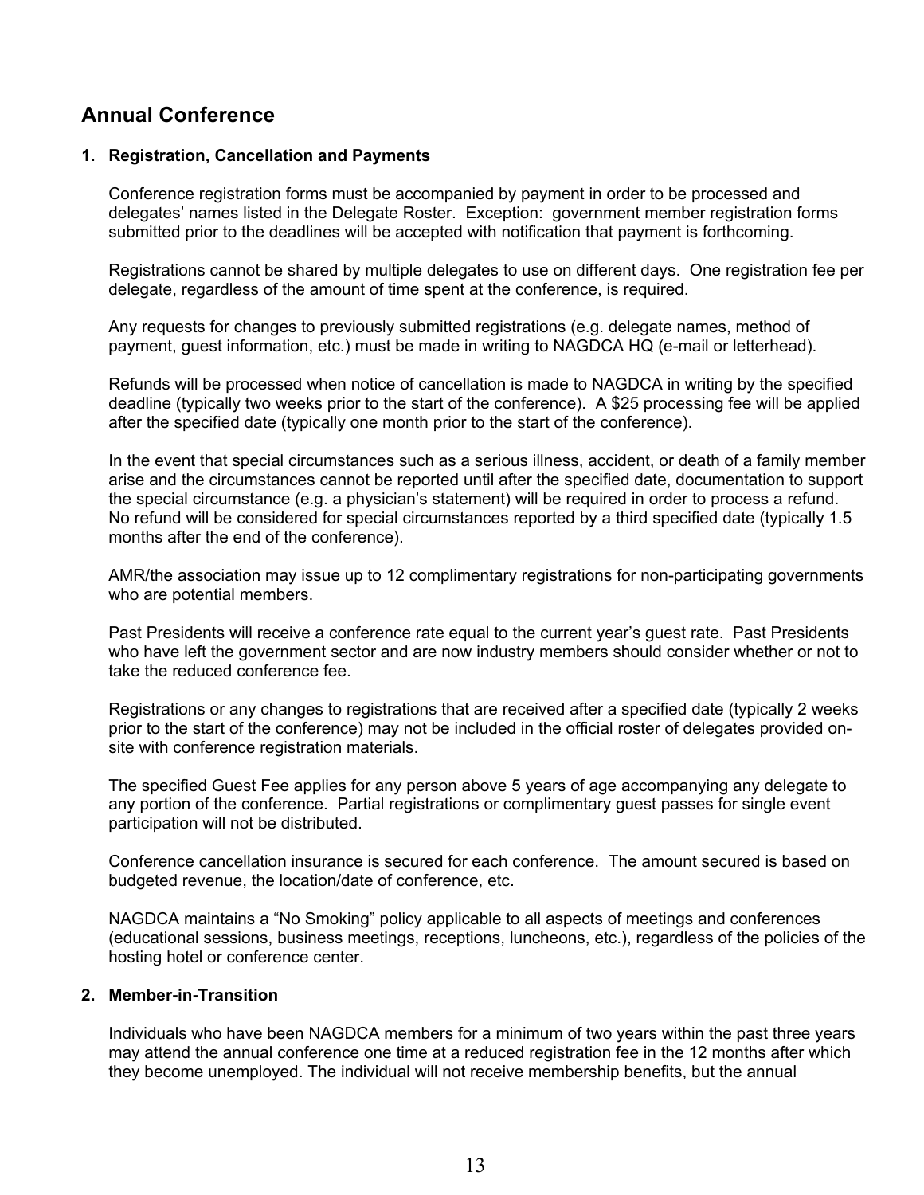## Annual Conference

### 1. Registration, Cancellation and Payments

Conference registration forms must be accompanied by payment in order to be processed and delegates' names listed in the Delegate Roster. Exception: government member registration forms submitted prior to the deadlines will be accepted with notification that payment is forthcoming.

Registrations cannot be shared by multiple delegates to use on different days. One registration fee per delegate, regardless of the amount of time spent at the conference, is required.

Any requests for changes to previously submitted registrations (e.g. delegate names, method of payment, guest information, etc.) must be made in writing to NAGDCA HQ (e-mail or letterhead).

Refunds will be processed when notice of cancellation is made to NAGDCA in writing by the specified deadline (typically two weeks prior to the start of the conference). A $25 processing fee will be applied after the specified date (typically one month prior to the start of the conference).

In the event that special circumstances such as a serious illness, accident, or death of a family member arise and the circumstances cannot be reported until after the specified date, documentation to support the special circumstance (e.g. a physician's statement) will be required in order to process a refund. No refund will be considered for special circumstances reported by a third specified date (typically 1.5 months after the end of the conference).

AMR/the association may issue up to 12 complimentary registrations for non-participating governments who are potential members.

Past Presidents will receive a conference rate equal to the current year's guest rate. Past Presidents who have left the government sector and are now industry members should consider whether or not to take the reduced conference fee.

Registrations or any changes to registrations that are received after a specified date (typically 2 weeks prior to the start of the conference) may not be included in the official roster of delegates provided on-site with conference registration materials.

The specified Guest Fee applies for any person above 5 years of age accompanying any delegate to any portion of the conference. Partial registrations or complimentary guest passes for single event participation will not be distributed.

Conference cancellation insurance is secured for each conference. The amount secured is based on budgeted revenue, the location/date of conference, etc.

NAGDCA maintains a "No Smoking" policy applicable to all aspects of meetings and conferences (educational sessions, business meetings, receptions, luncheons, etc.), regardless of the policies of the hosting hotel or conference center.

### 2. Member-in-Transition

Individuals who have been NAGDCA members for a minimum of two years within the past three years may attend the annual conference one time at a reduced registration fee in the 12 months after which they become unemployed. The individual will not receive membership benefits, but the annual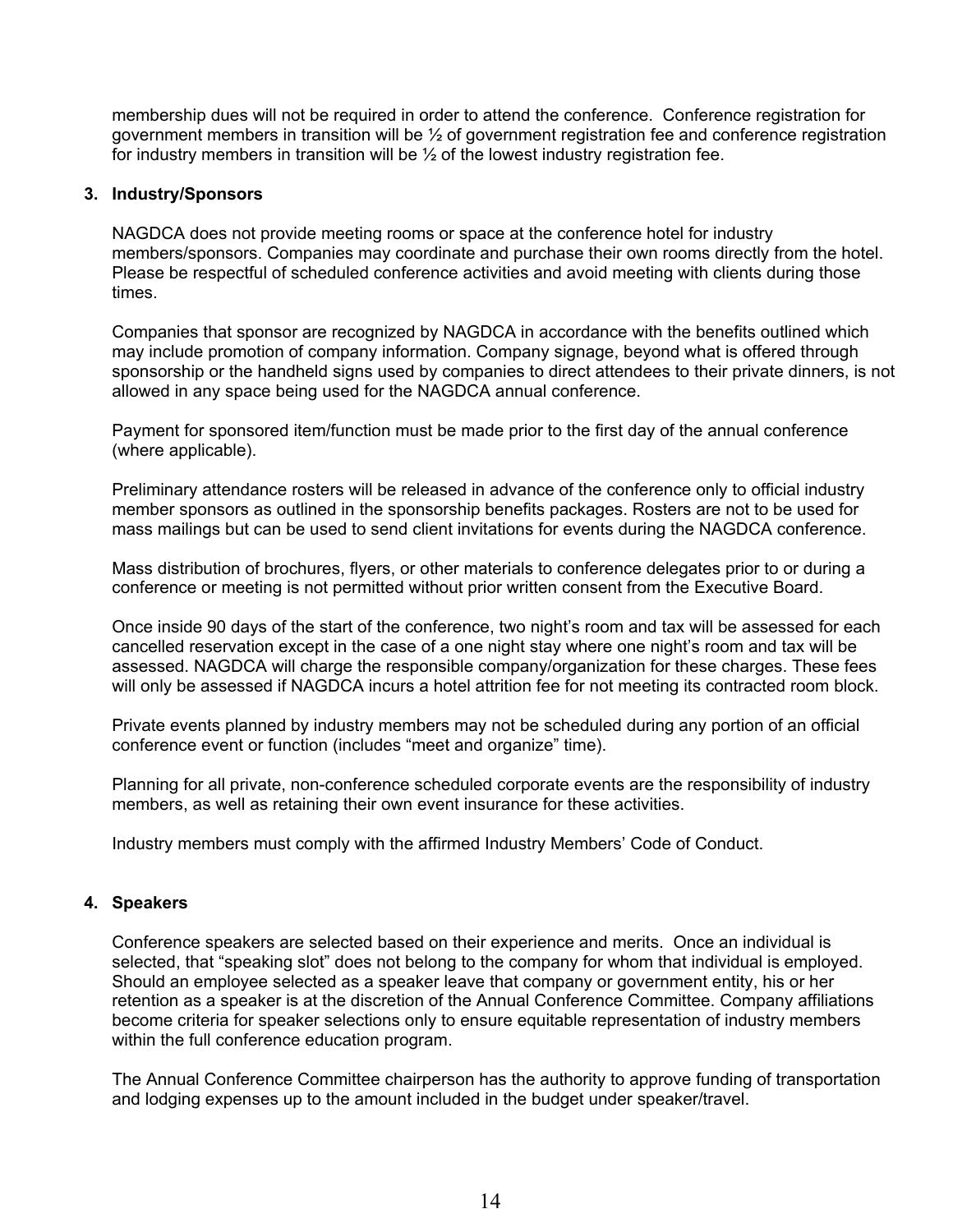membership dues will not be required in order to attend the conference. Conference registration for government members in transition will be ½ of government registration fee and conference registration for industry members in transition will be ½ of the lowest industry registration fee.

**3. Industry/Sponsors**

NAGDCA does not provide meeting rooms or space at the conference hotel for industry members/sponsors. Companies may coordinate and purchase their own rooms directly from the hotel. Please be respectful of scheduled conference activities and avoid meeting with clients during those times.

Companies that sponsor are recognized by NAGDCA in accordance with the benefits outlined which may include promotion of company information. Company signage, beyond what is offered through sponsorship or the handheld signs used by companies to direct attendees to their private dinners, is not allowed in any space being used for the NAGDCA annual conference.

Payment for sponsored item/function must be made prior to the first day of the annual conference (where applicable).

Preliminary attendance rosters will be released in advance of the conference only to official industry member sponsors as outlined in the sponsorship benefits packages. Rosters are not to be used for mass mailings but can be used to send client invitations for events during the NAGDCA conference.

Mass distribution of brochures, flyers, or other materials to conference delegates prior to or during a conference or meeting is not permitted without prior written consent from the Executive Board.

Once inside 90 days of the start of the conference, two night's room and tax will be assessed for each cancelled reservation except in the case of a one night stay where one night's room and tax will be assessed. NAGDCA will charge the responsible company/organization for these charges. These fees will only be assessed if NAGDCA incurs a hotel attrition fee for not meeting its contracted room block.

Private events planned by industry members may not be scheduled during any portion of an official conference event or function (includes "meet and organize" time).

Planning for all private, non-conference scheduled corporate events are the responsibility of industry members, as well as retaining their own event insurance for these activities.

Industry members must comply with the affirmed Industry Members' Code of Conduct.

**4. Speakers**

Conference speakers are selected based on their experience and merits. Once an individual is selected, that "speaking slot" does not belong to the company for whom that individual is employed. Should an employee selected as a speaker leave that company or government entity, his or her retention as a speaker is at the discretion of the Annual Conference Committee. Company affiliations become criteria for speaker selections only to ensure equitable representation of industry members within the full conference education program.

The Annual Conference Committee chairperson has the authority to approve funding of transportation and lodging expenses up to the amount included in the budget under speaker/travel.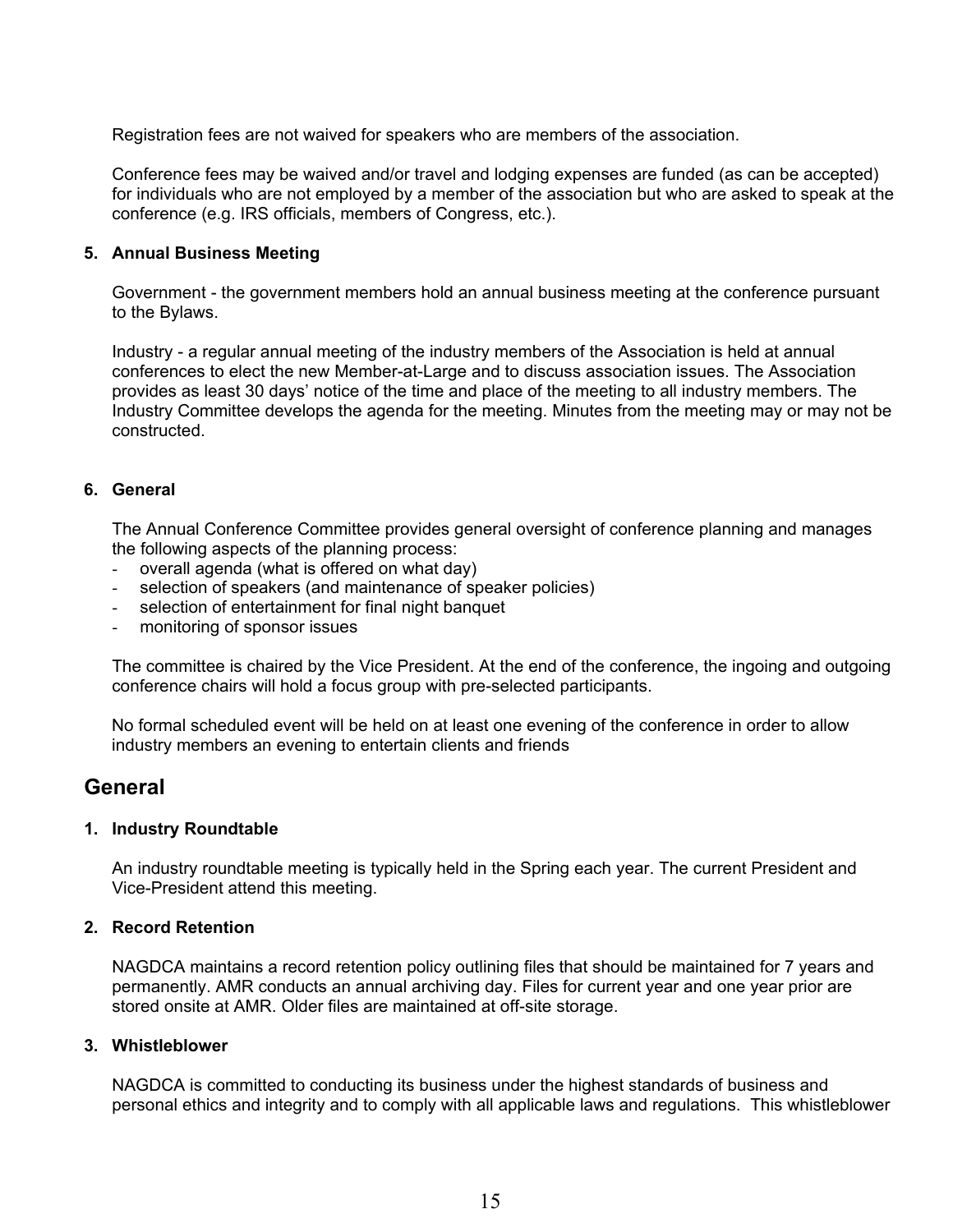Registration fees are not waived for speakers who are members of the association.

Conference fees may be waived and/or travel and lodging expenses are funded (as can be accepted) for individuals who are not employed by a member of the association but who are asked to speak at the conference (e.g. IRS officials, members of Congress, etc.).

**5. Annual Business Meeting**

Government - the government members hold an annual business meeting at the conference pursuant to the Bylaws.

Industry - a regular annual meeting of the industry members of the Association is held at annual conferences to elect the new Member-at-Large and to discuss association issues. The Association provides as least 30 days' notice of the time and place of the meeting to all industry members. The Industry Committee develops the agenda for the meeting. Minutes from the meeting may or may not be constructed.

**6. General**

The Annual Conference Committee provides general oversight of conference planning and manages the following aspects of the planning process:

- overall agenda (what is offered on what day)
- selection of speakers (and maintenance of speaker policies)
- selection of entertainment for final night banquet
- monitoring of sponsor issues

The committee is chaired by the Vice President. At the end of the conference, the ingoing and outgoing conference chairs will hold a focus group with pre-selected participants.

No formal scheduled event will be held on at least one evening of the conference in order to allow industry members an evening to entertain clients and friends

## General

**1. Industry Roundtable**

An industry roundtable meeting is typically held in the Spring each year. The current President and Vice-President attend this meeting.

**2. Record Retention**

NAGDCA maintains a record retention policy outlining files that should be maintained for 7 years and permanently. AMR conducts an annual archiving day. Files for current year and one year prior are stored onsite at AMR. Older files are maintained at off-site storage.

**3. Whistleblower**

NAGDCA is committed to conducting its business under the highest standards of business and personal ethics and integrity and to comply with all applicable laws and regulations. This whistleblower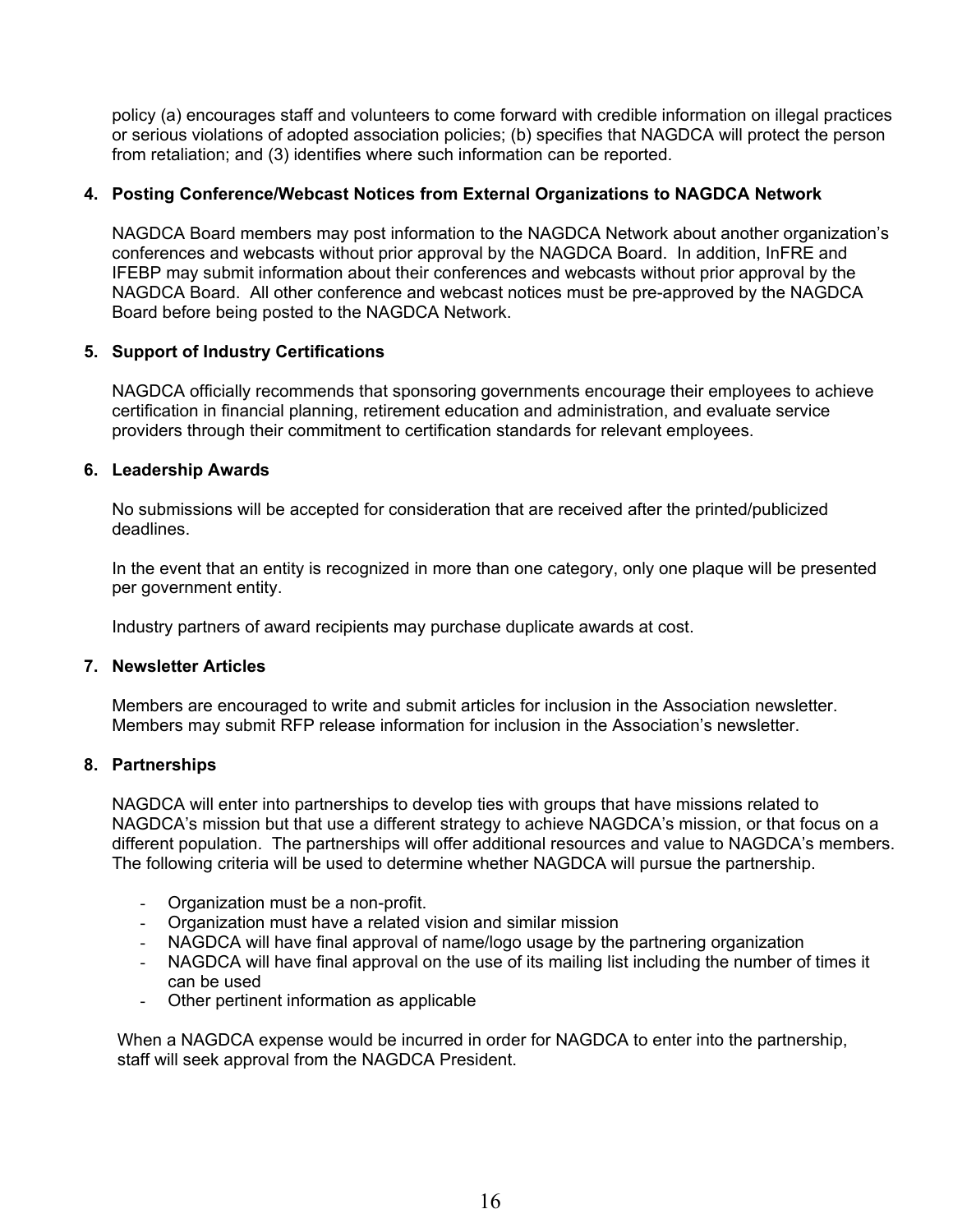policy (a) encourages staff and volunteers to come forward with credible information on illegal practices or serious violations of adopted association policies; (b) specifies that NAGDCA will protect the person from retaliation; and (3) identifies where such information can be reported.

**4. Posting Conference/Webcast Notices from External Organizations to NAGDCA Network**

NAGDCA Board members may post information to the NAGDCA Network about another organization's conferences and webcasts without prior approval by the NAGDCA Board. In addition, InFRE and IFEBP may submit information about their conferences and webcasts without prior approval by the NAGDCA Board. All other conference and webcast notices must be pre-approved by the NAGDCA Board before being posted to the NAGDCA Network.

**5. Support of Industry Certifications**

NAGDCA officially recommends that sponsoring governments encourage their employees to achieve certification in financial planning, retirement education and administration, and evaluate service providers through their commitment to certification standards for relevant employees.

**6. Leadership Awards**

No submissions will be accepted for consideration that are received after the printed/publicized deadlines.

In the event that an entity is recognized in more than one category, only one plaque will be presented per government entity.

Industry partners of award recipients may purchase duplicate awards at cost.

**7. Newsletter Articles**

Members are encouraged to write and submit articles for inclusion in the Association newsletter. Members may submit RFP release information for inclusion in the Association's newsletter.

**8. Partnerships**

NAGDCA will enter into partnerships to develop ties with groups that have missions related to NAGDCA's mission but that use a different strategy to achieve NAGDCA's mission, or that focus on a different population. The partnerships will offer additional resources and value to NAGDCA's members. The following criteria will be used to determine whether NAGDCA will pursue the partnership.

- Organization must be a non-profit.
- Organization must have a related vision and similar mission
- NAGDCA will have final approval of name/logo usage by the partnering organization
- NAGDCA will have final approval on the use of its mailing list including the number of times it can be used
- Other pertinent information as applicable

When a NAGDCA expense would be incurred in order for NAGDCA to enter into the partnership, staff will seek approval from the NAGDCA President.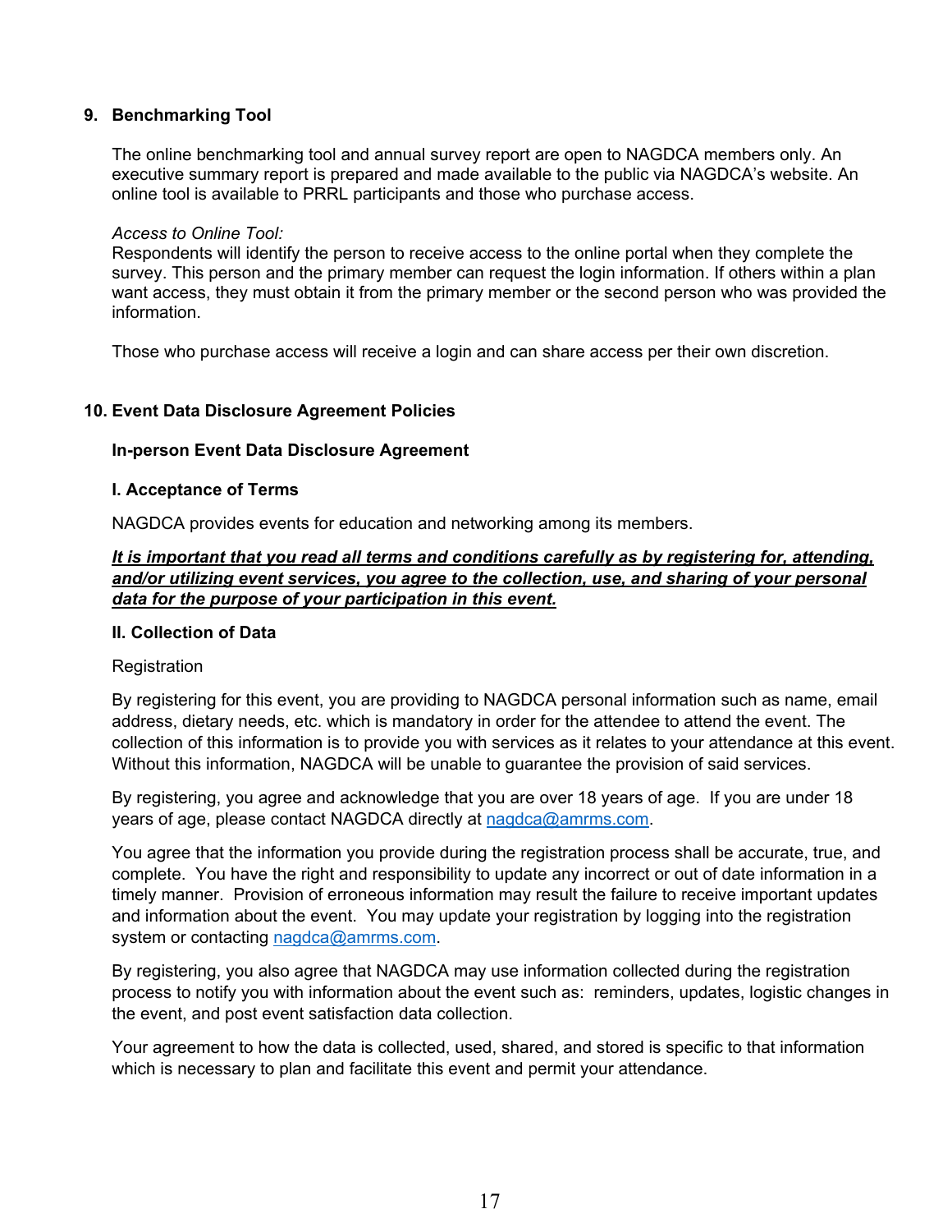## 9. Benchmarking Tool

The online benchmarking tool and annual survey report are open to NAGDCA members only. An executive summary report is prepared and made available to the public via NAGDCA's website. An online tool is available to PRRL participants and those who purchase access.

*Access to Online Tool:*
Respondents will identify the person to receive access to the online portal when they complete the survey. This person and the primary member can request the login information. If others within a plan want access, they must obtain it from the primary member or the second person who was provided the information.

Those who purchase access will receive a login and can share access per their own discretion.

## 10. Event Data Disclosure Agreement Policies

### In-person Event Data Disclosure Agreement

### I. Acceptance of Terms

NAGDCA provides events for education and networking among its members.

***It is important that you read all terms and conditions carefully as by registering for, attending, and/or utilizing event services, you agree to the collection, use, and sharing of your personal data for the purpose of your participation in this event.***

### II. Collection of Data

Registration

By registering for this event, you are providing to NAGDCA personal information such as name, email address, dietary needs, etc. which is mandatory in order for the attendee to attend the event. The collection of this information is to provide you with services as it relates to your attendance at this event. Without this information, NAGDCA will be unable to guarantee the provision of said services.

By registering, you agree and acknowledge that you are over 18 years of age. If you are under 18 years of age, please contact NAGDCA directly at nagdca@amrms.com.

You agree that the information you provide during the registration process shall be accurate, true, and complete. You have the right and responsibility to update any incorrect or out of date information in a timely manner. Provision of erroneous information may result the failure to receive important updates and information about the event. You may update your registration by logging into the registration system or contacting nagdca@amrms.com.

By registering, you also agree that NAGDCA may use information collected during the registration process to notify you with information about the event such as: reminders, updates, logistic changes in the event, and post event satisfaction data collection.

Your agreement to how the data is collected, used, shared, and stored is specific to that information which is necessary to plan and facilitate this event and permit your attendance.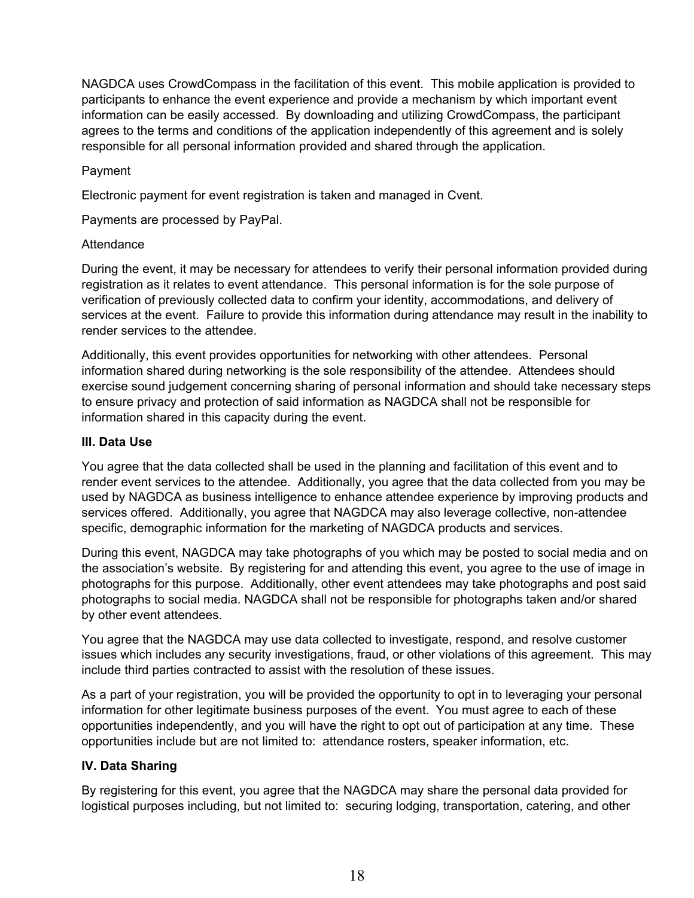NAGDCA uses CrowdCompass in the facilitation of this event. This mobile application is provided to participants to enhance the event experience and provide a mechanism by which important event information can be easily accessed. By downloading and utilizing CrowdCompass, the participant agrees to the terms and conditions of the application independently of this agreement and is solely responsible for all personal information provided and shared through the application.

Payment

Electronic payment for event registration is taken and managed in Cvent.

Payments are processed by PayPal.

Attendance

During the event, it may be necessary for attendees to verify their personal information provided during registration as it relates to event attendance. This personal information is for the sole purpose of verification of previously collected data to confirm your identity, accommodations, and delivery of services at the event. Failure to provide this information during attendance may result in the inability to render services to the attendee.

Additionally, this event provides opportunities for networking with other attendees. Personal information shared during networking is the sole responsibility of the attendee. Attendees should exercise sound judgement concerning sharing of personal information and should take necessary steps to ensure privacy and protection of said information as NAGDCA shall not be responsible for information shared in this capacity during the event.

**III. Data Use**

You agree that the data collected shall be used in the planning and facilitation of this event and to render event services to the attendee. Additionally, you agree that the data collected from you may be used by NAGDCA as business intelligence to enhance attendee experience by improving products and services offered. Additionally, you agree that NAGDCA may also leverage collective, non-attendee specific, demographic information for the marketing of NAGDCA products and services.

During this event, NAGDCA may take photographs of you which may be posted to social media and on the association's website. By registering for and attending this event, you agree to the use of image in photographs for this purpose. Additionally, other event attendees may take photographs and post said photographs to social media. NAGDCA shall not be responsible for photographs taken and/or shared by other event attendees.

You agree that the NAGDCA may use data collected to investigate, respond, and resolve customer issues which includes any security investigations, fraud, or other violations of this agreement. This may include third parties contracted to assist with the resolution of these issues.

As a part of your registration, you will be provided the opportunity to opt in to leveraging your personal information for other legitimate business purposes of the event. You must agree to each of these opportunities independently, and you will have the right to opt out of participation at any time. These opportunities include but are not limited to: attendance rosters, speaker information, etc.

**IV. Data Sharing**

By registering for this event, you agree that the NAGDCA may share the personal data provided for logistical purposes including, but not limited to: securing lodging, transportation, catering, and other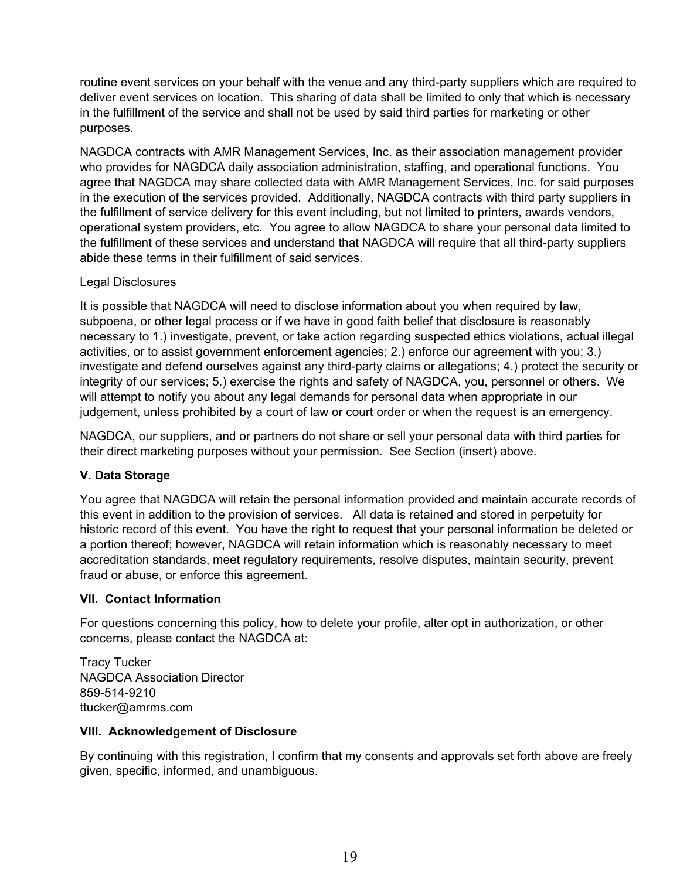routine event services on your behalf with the venue and any third-party suppliers which are required to deliver event services on location. This sharing of data shall be limited to only that which is necessary in the fulfillment of the service and shall not be used by said third parties for marketing or other purposes.

NAGDCA contracts with AMR Management Services, Inc. as their association management provider who provides for NAGDCA daily association administration, staffing, and operational functions. You agree that NAGDCA may share collected data with AMR Management Services, Inc. for said purposes in the execution of the services provided. Additionally, NAGDCA contracts with third party suppliers in the fulfillment of service delivery for this event including, but not limited to printers, awards vendors, operational system providers, etc. You agree to allow NAGDCA to share your personal data limited to the fulfillment of these services and understand that NAGDCA will require that all third-party suppliers abide these terms in their fulfillment of said services.

Legal Disclosures

It is possible that NAGDCA will need to disclose information about you when required by law, subpoena, or other legal process or if we have in good faith belief that disclosure is reasonably necessary to 1.) investigate, prevent, or take action regarding suspected ethics violations, actual illegal activities, or to assist government enforcement agencies; 2.) enforce our agreement with you; 3.) investigate and defend ourselves against any third-party claims or allegations; 4.) protect the security or integrity of our services; 5.) exercise the rights and safety of NAGDCA, you, personnel or others. We will attempt to notify you about any legal demands for personal data when appropriate in our judgement, unless prohibited by a court of law or court order or when the request is an emergency.

NAGDCA, our suppliers, and or partners do not share or sell your personal data with third parties for their direct marketing purposes without your permission. See Section (insert) above.

**V. Data Storage**

You agree that NAGDCA will retain the personal information provided and maintain accurate records of this event in addition to the provision of services. All data is retained and stored in perpetuity for historic record of this event. You have the right to request that your personal information be deleted or a portion thereof; however, NAGDCA will retain information which is reasonably necessary to meet accreditation standards, meet regulatory requirements, resolve disputes, maintain security, prevent fraud or abuse, or enforce this agreement.

**VII. Contact Information**

For questions concerning this policy, how to delete your profile, alter opt in authorization, or other concerns, please contact the NAGDCA at:

Tracy Tucker
NAGDCA Association Director
859-514-9210
ttucker@amrms.com

**VIII. Acknowledgement of Disclosure**

By continuing with this registration, I confirm that my consents and approvals set forth above are freely given, specific, informed, and unambiguous.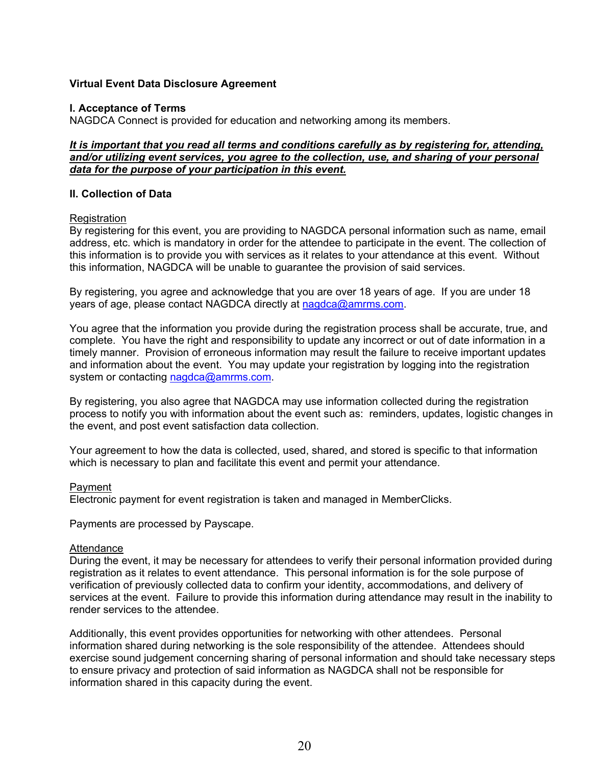**Virtual Event Data Disclosure Agreement**

**I. Acceptance of Terms**

NAGDCA Connect is provided for education and networking among its members.

***It is important that you read all terms and conditions carefully as by registering for, attending, and/or utilizing event services, you agree to the collection, use, and sharing of your personal data for the purpose of your participation in this event.***

**II. Collection of Data**

Registration

By registering for this event, you are providing to NAGDCA personal information such as name, email address, etc. which is mandatory in order for the attendee to participate in the event. The collection of this information is to provide you with services as it relates to your attendance at this event. Without this information, NAGDCA will be unable to guarantee the provision of said services.

By registering, you agree and acknowledge that you are over 18 years of age. If you are under 18 years of age, please contact NAGDCA directly at nagdca@amrms.com.

You agree that the information you provide during the registration process shall be accurate, true, and complete. You have the right and responsibility to update any incorrect or out of date information in a timely manner. Provision of erroneous information may result the failure to receive important updates and information about the event. You may update your registration by logging into the registration system or contacting nagdca@amrms.com.

By registering, you also agree that NAGDCA may use information collected during the registration process to notify you with information about the event such as: reminders, updates, logistic changes in the event, and post event satisfaction data collection.

Your agreement to how the data is collected, used, shared, and stored is specific to that information which is necessary to plan and facilitate this event and permit your attendance.

Payment

Electronic payment for event registration is taken and managed in MemberClicks.

Payments are processed by Payscape.

Attendance

During the event, it may be necessary for attendees to verify their personal information provided during registration as it relates to event attendance. This personal information is for the sole purpose of verification of previously collected data to confirm your identity, accommodations, and delivery of services at the event. Failure to provide this information during attendance may result in the inability to render services to the attendee.

Additionally, this event provides opportunities for networking with other attendees. Personal information shared during networking is the sole responsibility of the attendee. Attendees should exercise sound judgement concerning sharing of personal information and should take necessary steps to ensure privacy and protection of said information as NAGDCA shall not be responsible for information shared in this capacity during the event.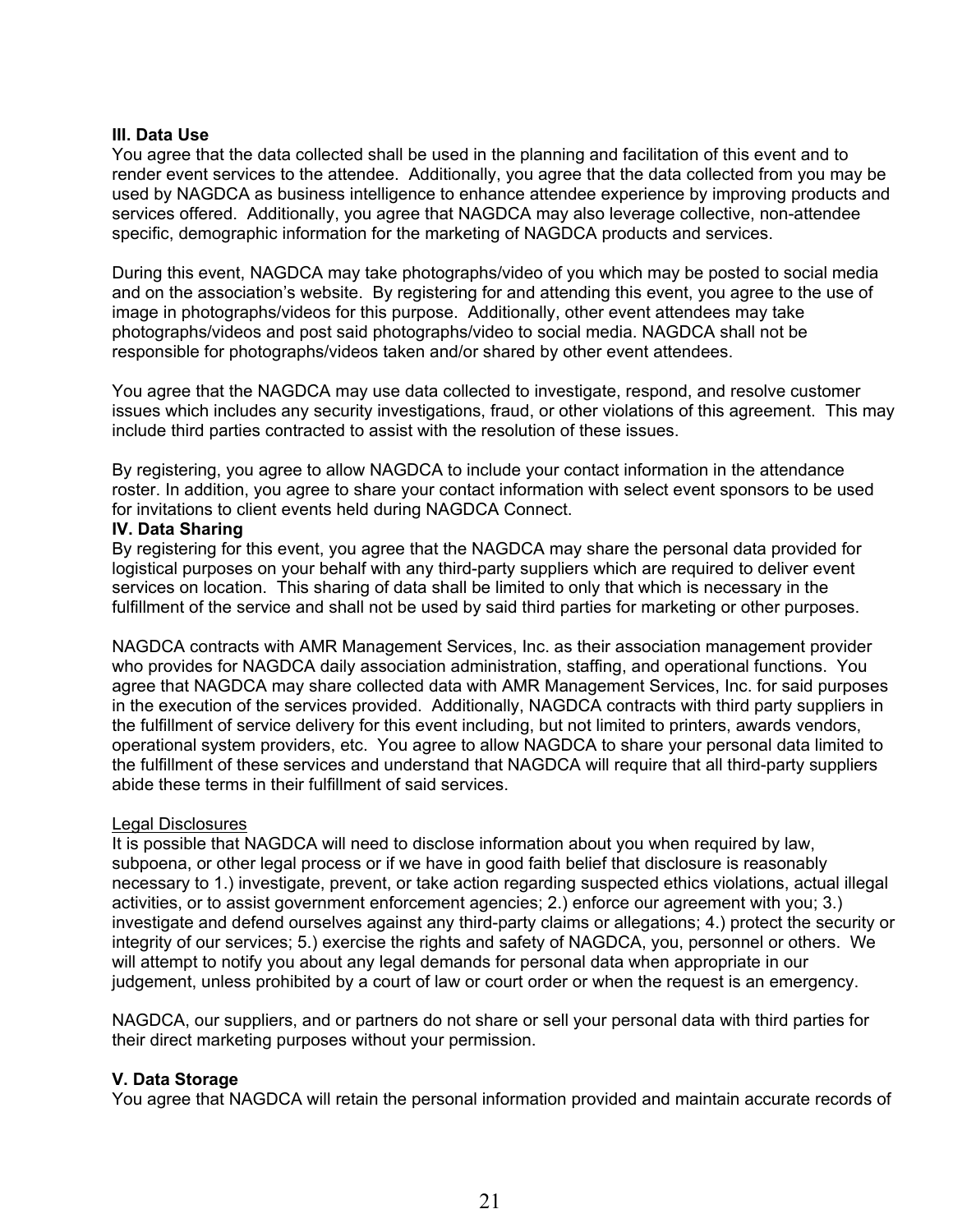**III. Data Use**
You agree that the data collected shall be used in the planning and facilitation of this event and to render event services to the attendee. Additionally, you agree that the data collected from you may be used by NAGDCA as business intelligence to enhance attendee experience by improving products and services offered. Additionally, you agree that NAGDCA may also leverage collective, non-attendee specific, demographic information for the marketing of NAGDCA products and services.

During this event, NAGDCA may take photographs/video of you which may be posted to social media and on the association's website. By registering for and attending this event, you agree to the use of image in photographs/videos for this purpose. Additionally, other event attendees may take photographs/videos and post said photographs/video to social media. NAGDCA shall not be responsible for photographs/videos taken and/or shared by other event attendees.

You agree that the NAGDCA may use data collected to investigate, respond, and resolve customer issues which includes any security investigations, fraud, or other violations of this agreement. This may include third parties contracted to assist with the resolution of these issues.

By registering, you agree to allow NAGDCA to include your contact information in the attendance roster. In addition, you agree to share your contact information with select event sponsors to be used for invitations to client events held during NAGDCA Connect.

**IV. Data Sharing**
By registering for this event, you agree that the NAGDCA may share the personal data provided for logistical purposes on your behalf with any third-party suppliers which are required to deliver event services on location. This sharing of data shall be limited to only that which is necessary in the fulfillment of the service and shall not be used by said third parties for marketing or other purposes.

NAGDCA contracts with AMR Management Services, Inc. as their association management provider who provides for NAGDCA daily association administration, staffing, and operational functions. You agree that NAGDCA may share collected data with AMR Management Services, Inc. for said purposes in the execution of the services provided. Additionally, NAGDCA contracts with third party suppliers in the fulfillment of service delivery for this event including, but not limited to printers, awards vendors, operational system providers, etc. You agree to allow NAGDCA to share your personal data limited to the fulfillment of these services and understand that NAGDCA will require that all third-party suppliers abide these terms in their fulfillment of said services.

<u>Legal Disclosures</u>
It is possible that NAGDCA will need to disclose information about you when required by law, subpoena, or other legal process or if we have in good faith belief that disclosure is reasonably necessary to 1.) investigate, prevent, or take action regarding suspected ethics violations, actual illegal activities, or to assist government enforcement agencies; 2.) enforce our agreement with you; 3.) investigate and defend ourselves against any third-party claims or allegations; 4.) protect the security or integrity of our services; 5.) exercise the rights and safety of NAGDCA, you, personnel or others. We will attempt to notify you about any legal demands for personal data when appropriate in our judgement, unless prohibited by a court of law or court order or when the request is an emergency.

NAGDCA, our suppliers, and or partners do not share or sell your personal data with third parties for their direct marketing purposes without your permission.

**V. Data Storage**
You agree that NAGDCA will retain the personal information provided and maintain accurate records of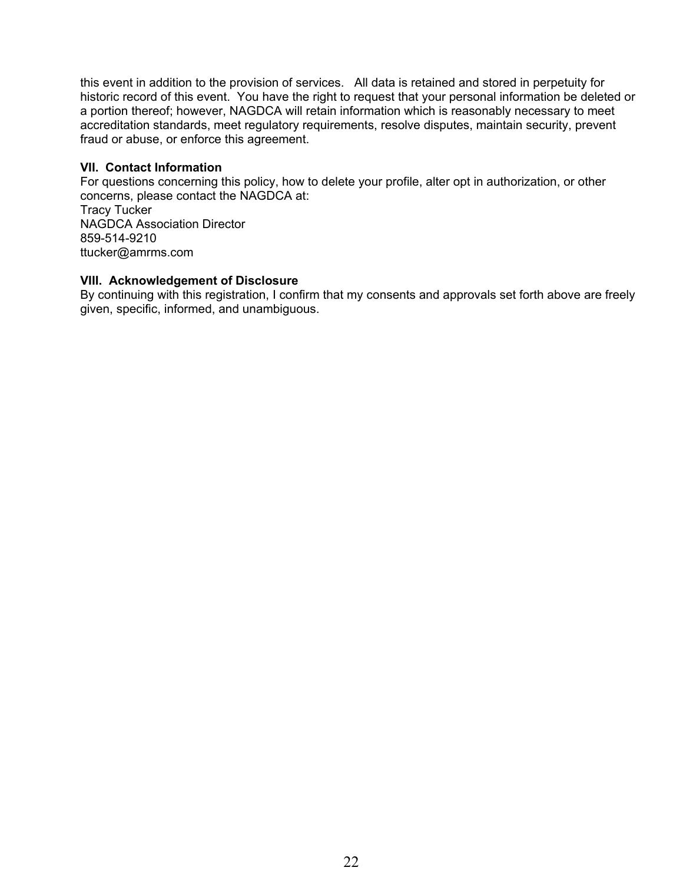this event in addition to the provision of services. All data is retained and stored in perpetuity for historic record of this event. You have the right to request that your personal information be deleted or a portion thereof; however, NAGDCA will retain information which is reasonably necessary to meet accreditation standards, meet regulatory requirements, resolve disputes, maintain security, prevent fraud or abuse, or enforce this agreement.

**VII. Contact Information**

For questions concerning this policy, how to delete your profile, alter opt in authorization, or other concerns, please contact the NAGDCA at:
Tracy Tucker
NAGDCA Association Director
859-514-9210
ttucker@amrms.com

**VIII. Acknowledgement of Disclosure**

By continuing with this registration, I confirm that my consents and approvals set forth above are freely given, specific, informed, and unambiguous.